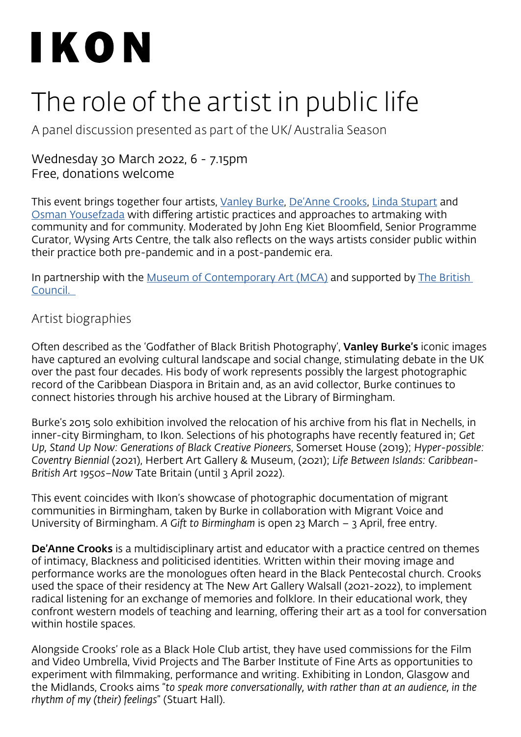# IKON

# The role of the artist in public life

A panel discussion presented as part of the UK/ Australia Season

Wednesday 30 March 2022, 6 - 7.15pm
Free, donations welcome

This event brings together four artists, Vanley Burke, De'Anne Crooks, Linda Stupart and Osman Yousefzada with differing artistic practices and approaches to artmaking with community and for community. Moderated by John Eng Kiet Bloomfield, Senior Programme Curator, Wysing Arts Centre, the talk also reflects on the ways artists consider public within their practice both pre-pandemic and in a post-pandemic era.

In partnership with the Museum of Contemporary Art (MCA) and supported by The British Council.

## Artist biographies

Often described as the 'Godfather of Black British Photography', **Vanley Burke's** iconic images have captured an evolving cultural landscape and social change, stimulating debate in the UK over the past four decades. His body of work represents possibly the largest photographic record of the Caribbean Diaspora in Britain and, as an avid collector, Burke continues to connect histories through his archive housed at the Library of Birmingham.

Burke's 2015 solo exhibition involved the relocation of his archive from his flat in Nechells, in inner-city Birmingham, to Ikon. Selections of his photographs have recently featured in; *Get Up, Stand Up Now: Generations of Black Creative Pioneers*, Somerset House (2019); *Hyper-possible: Coventry Biennial* (2021), Herbert Art Gallery & Museum, (2021); *Life Between Islands: Caribbean-British Art 1950s–Now* Tate Britain (until 3 April 2022).

This event coincides with Ikon's showcase of photographic documentation of migrant communities in Birmingham, taken by Burke in collaboration with Migrant Voice and University of Birmingham. *A Gift to Birmingham* is open 23 March – 3 April, free entry.

**De'Anne Crooks** is a multidisciplinary artist and educator with a practice centred on themes of intimacy, Blackness and politicised identities. Written within their moving image and performance works are the monologues often heard in the Black Pentecostal church. Crooks used the space of their residency at The New Art Gallery Walsall (2021-2022), to implement radical listening for an exchange of memories and folklore. In their educational work, they confront western models of teaching and learning, offering their art as a tool for conversation within hostile spaces.

Alongside Crooks' role as a Black Hole Club artist, they have used commissions for the Film and Video Umbrella, Vivid Projects and The Barber Institute of Fine Arts as opportunities to experiment with filmmaking, performance and writing. Exhibiting in London, Glasgow and the Midlands, Crooks aims "*to speak more conversationally, with rather than at an audience, in the rhythm of my (their) feelings*" (Stuart Hall).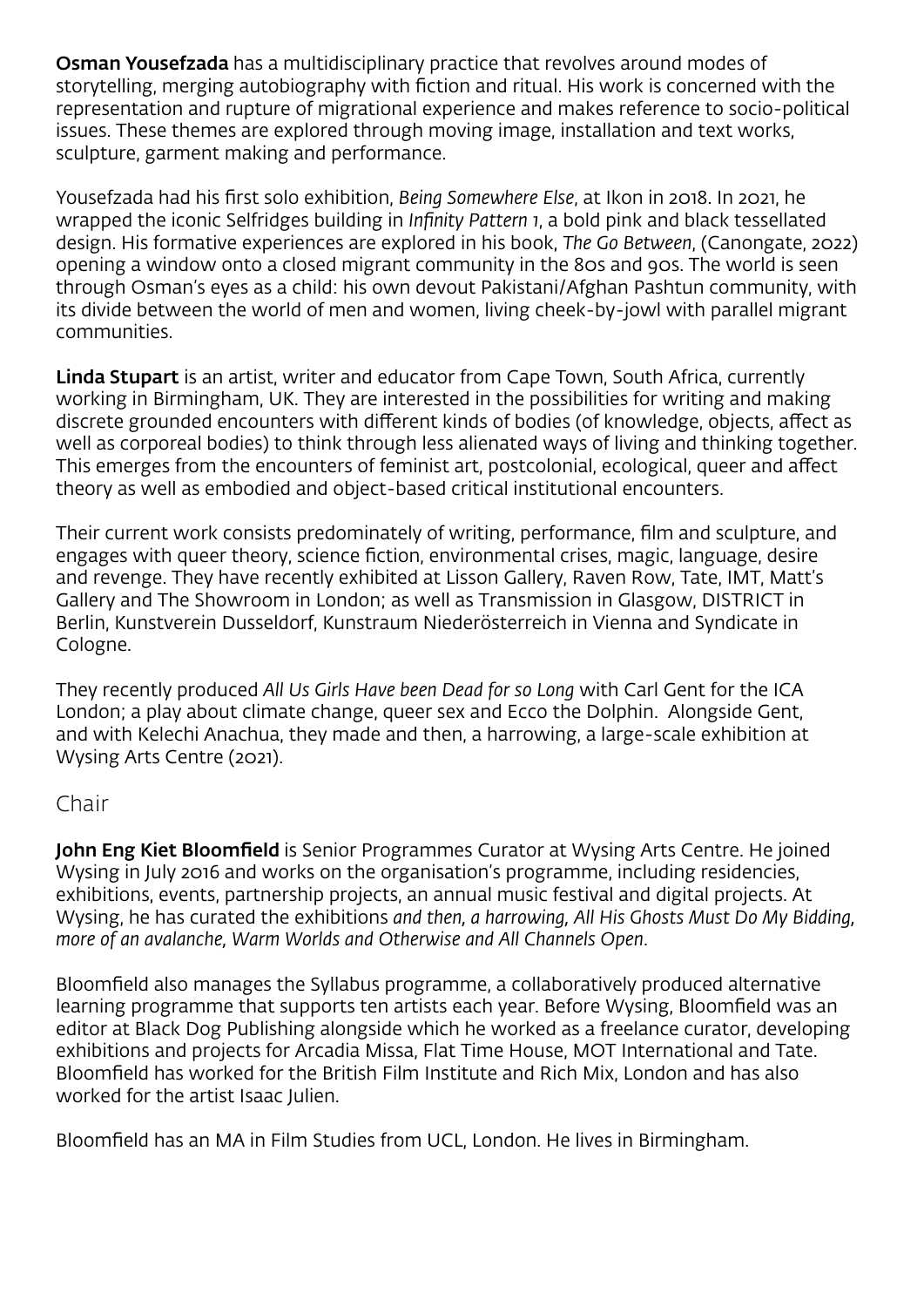**Osman Yousefzada** has a multidisciplinary practice that revolves around modes of storytelling, merging autobiography with fiction and ritual. His work is concerned with the representation and rupture of migrational experience and makes reference to socio-political issues. These themes are explored through moving image, installation and text works, sculpture, garment making and performance.

Yousefzada had his first solo exhibition, *Being Somewhere Else*, at Ikon in 2018. In 2021, he wrapped the iconic Selfridges building in *Infinity Pattern 1*, a bold pink and black tessellated design. His formative experiences are explored in his book, *The Go Between*, (Canongate, 2022) opening a window onto a closed migrant community in the 80s and 90s. The world is seen through Osman's eyes as a child: his own devout Pakistani/Afghan Pashtun community, with its divide between the world of men and women, living cheek-by-jowl with parallel migrant communities.

**Linda Stupart** is an artist, writer and educator from Cape Town, South Africa, currently working in Birmingham, UK. They are interested in the possibilities for writing and making discrete grounded encounters with different kinds of bodies (of knowledge, objects, affect as well as corporeal bodies) to think through less alienated ways of living and thinking together. This emerges from the encounters of feminist art, postcolonial, ecological, queer and affect theory as well as embodied and object-based critical institutional encounters.

Their current work consists predominately of writing, performance, film and sculpture, and engages with queer theory, science fiction, environmental crises, magic, language, desire and revenge. They have recently exhibited at Lisson Gallery, Raven Row, Tate, IMT, Matt's Gallery and The Showroom in London; as well as Transmission in Glasgow, DISTRICT in Berlin, Kunstverein Dusseldorf, Kunstraum Niederösterreich in Vienna and Syndicate in Cologne.

They recently produced *All Us Girls Have been Dead for so Long* with Carl Gent for the ICA London; a play about climate change, queer sex and Ecco the Dolphin. Alongside Gent, and with Kelechi Anachua, they made and then, a harrowing, a large-scale exhibition at Wysing Arts Centre (2021).

## Chair

**John Eng Kiet Bloomfield** is Senior Programmes Curator at Wysing Arts Centre. He joined Wysing in July 2016 and works on the organisation's programme, including residencies, exhibitions, events, partnership projects, an annual music festival and digital projects. At Wysing, he has curated the exhibitions *and then, a harrowing, All His Ghosts Must Do My Bidding, more of an avalanche, Warm Worlds and Otherwise and All Channels Open*.

Bloomfield also manages the Syllabus programme, a collaboratively produced alternative learning programme that supports ten artists each year. Before Wysing, Bloomfield was an editor at Black Dog Publishing alongside which he worked as a freelance curator, developing exhibitions and projects for Arcadia Missa, Flat Time House, MOT International and Tate. Bloomfield has worked for the British Film Institute and Rich Mix, London and has also worked for the artist Isaac Julien.

Bloomfield has an MA in Film Studies from UCL, London. He lives in Birmingham.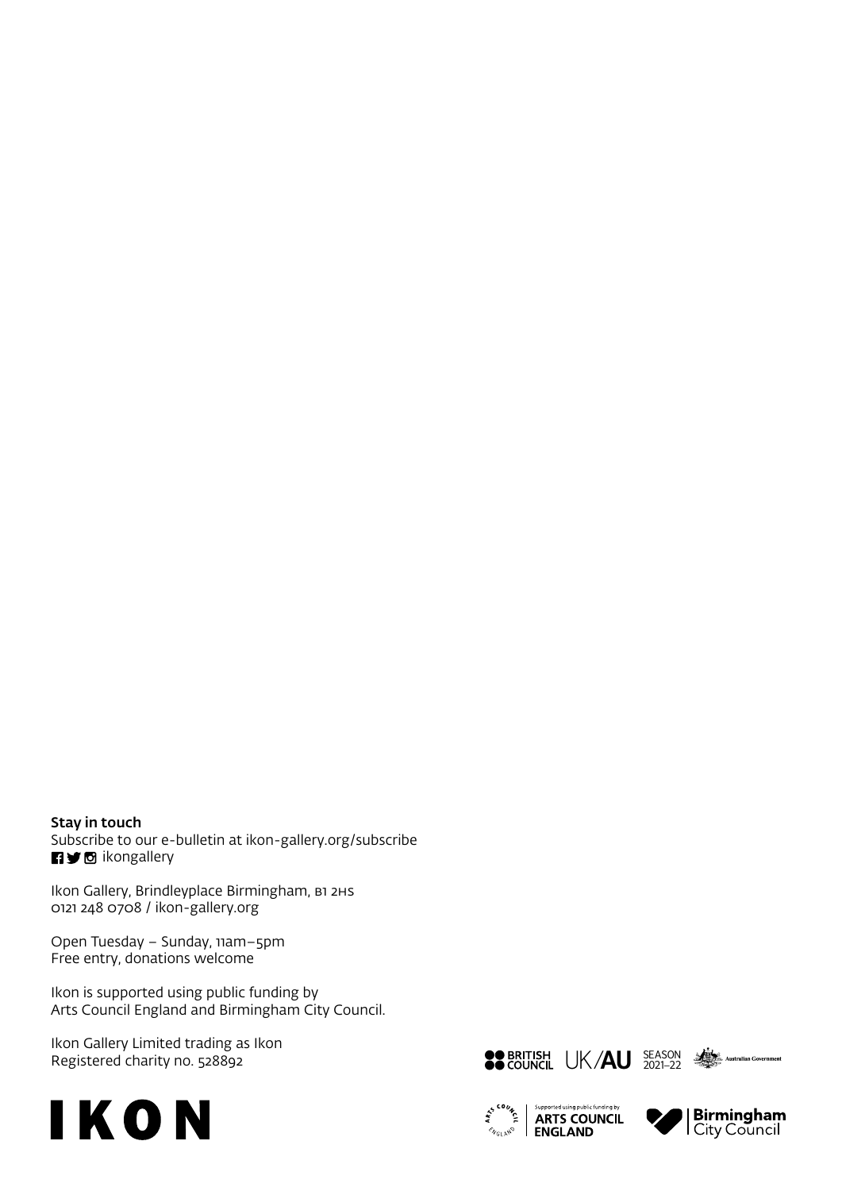**Stay in touch**
Subscribe to our e-bulletin at ikon-gallery.org/subscribe
ikongallery

Ikon Gallery, Brindleyplace Birmingham, B1 2HS
0121 248 0708 / ikon-gallery.org

Open Tuesday – Sunday, 11am–5pm
Free entry, donations welcome

Ikon is supported using public funding by
Arts Council England and Birmingham City Council.

Ikon Gallery Limited trading as Ikon
Registered charity no. 528892

IKON

BRITISH COUNCIL UK/AU SEASON 2021–22 Australian Government

Supported using public funding by ARTS COUNCIL ENGLAND

Birmingham City Council